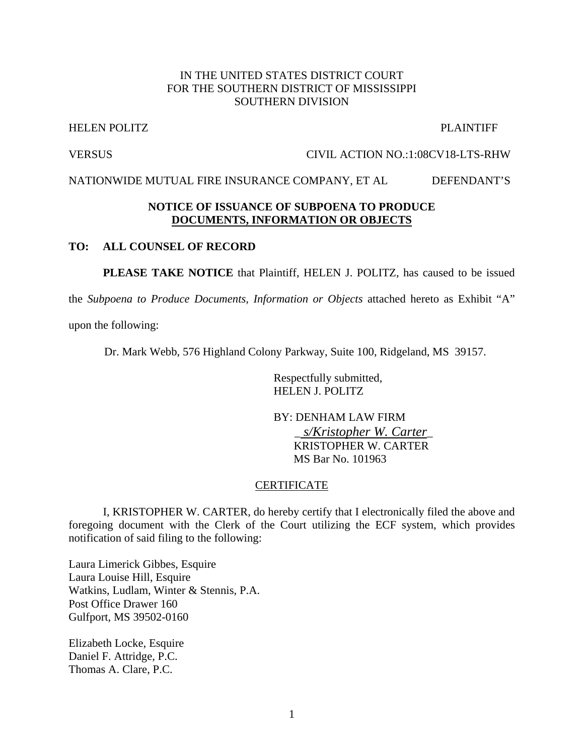IN THE UNITED STATES DISTRICT COURT
FOR THE SOUTHERN DISTRICT OF MISSISSIPPI
SOUTHERN DIVISION

HELEN POLITZ PLAINTIFF

VERSUS CIVIL ACTION NO.:1:08CV18-LTS-RHW

NATIONWIDE MUTUAL FIRE INSURANCE COMPANY, ET AL DEFENDANT'S

**NOTICE OF ISSUANCE OF SUBPOENA TO PRODUCE DOCUMENTS, INFORMATION OR OBJECTS**

**TO: ALL COUNSEL OF RECORD**

**PLEASE TAKE NOTICE** that Plaintiff, HELEN J. POLITZ, has caused to be issued the *Subpoena to Produce Documents, Information or Objects* attached hereto as Exhibit "A" upon the following:

Dr. Mark Webb, 576 Highland Colony Parkway, Suite 100, Ridgeland, MS 39157.

Respectfully submitted,
HELEN J. POLITZ

BY: DENHAM LAW FIRM
*s/Kristopher W. Carter*
KRISTOPHER W. CARTER
MS Bar No. 101963

CERTIFICATE

I, KRISTOPHER W. CARTER, do hereby certify that I electronically filed the above and foregoing document with the Clerk of the Court utilizing the ECF system, which provides notification of said filing to the following:

Laura Limerick Gibbes, Esquire
Laura Louise Hill, Esquire
Watkins, Ludlam, Winter & Stennis, P.A.
Post Office Drawer 160
Gulfport, MS 39502-0160

Elizabeth Locke, Esquire
Daniel F. Attridge, P.C.
Thomas A. Clare, P.C.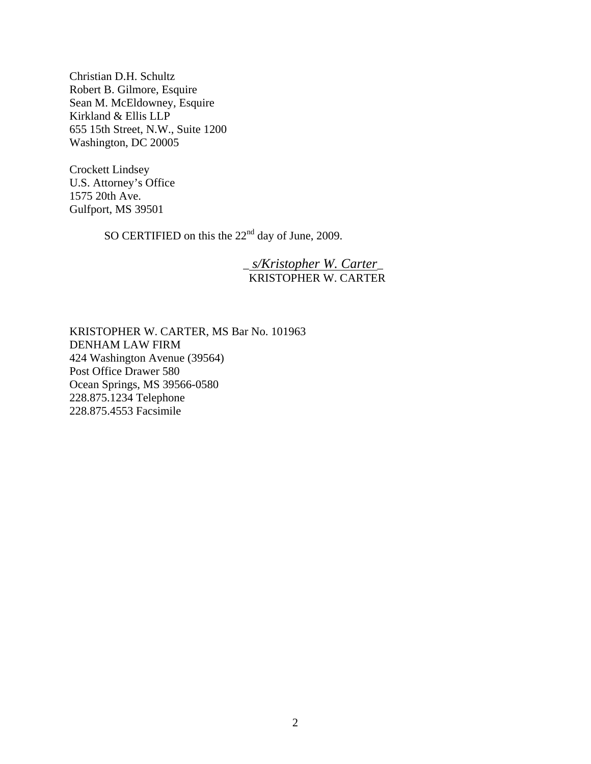Christian D.H. Schultz
Robert B. Gilmore, Esquire
Sean M. McEldowney, Esquire
Kirkland & Ellis LLP
655 15th Street, N.W., Suite 1200
Washington, DC 20005

Crockett Lindsey
U.S. Attorney's Office
1575 20th Ave.
Gulfport, MS 39501

SO CERTIFIED on this the 22nd day of June, 2009.

_ *s/Kristopher W. Carter* _
KRISTOPHER W. CARTER

KRISTOPHER W. CARTER, MS Bar No. 101963
DENHAM LAW FIRM
424 Washington Avenue (39564)
Post Office Drawer 580
Ocean Springs, MS 39566-0580
228.875.1234 Telephone
228.875.4553 Facsimile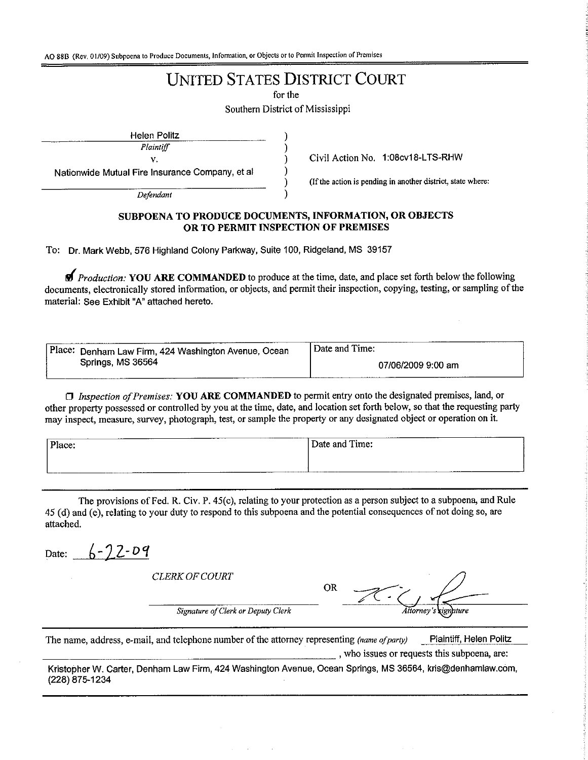AO 88B (Rev. 01/09) Subpoena to Produce Documents, Information, or Objects or to Permit Inspection of Premises

# UNITED STATES DISTRICT COURT

for the

Southern District of Mississippi

Helen Politz
*Plaintiff*

v.

Nationwide Mutual Fire Insurance Company, et al
*Defendant*

Civil Action No. 1:08cv18-LTS-RHW

(If the action is pending in another district, state where:

## SUBPOENA TO PRODUCE DOCUMENTS, INFORMATION, OR OBJECTS OR TO PERMIT INSPECTION OF PREMISES

To: Dr. Mark Webb, 576 Highland Colony Parkway, Suite 100, Ridgeland, MS 39157

☑ *Production:* **YOU ARE COMMANDED** to produce at the time, date, and place set forth below the following documents, electronically stored information, or objects, and permit their inspection, copying, testing, or sampling of the material: See Exhibit "A" attached hereto.

| Place: Denham Law Firm, 424 Washington Avenue, Ocean Springs, MS 36564 | Date and Time: 07/06/2009 9:00 am |
|---|---|

☐ *Inspection of Premises:* **YOU ARE COMMANDED** to permit entry onto the designated premises, land, or other property possessed or controlled by you at the time, date, and location set forth below, so that the requesting party may inspect, measure, survey, photograph, test, or sample the property or any designated object or operation on it.

| Place: | Date and Time: |
|---|---|

The provisions of Fed. R. Civ. P. 45(c), relating to your protection as a person subject to a subpoena, and Rule 45 (d) and (e), relating to your duty to respond to this subpoena and the potential consequences of not doing so, are attached.

Date: 6-22-09

*CLERK OF COURT*

_______________________
*Signature of Clerk or Deputy Clerk*

OR

[signature]
*Attorney's signature*

The name, address, e-mail, and telephone number of the attorney representing *(name of party)* Plaintiff, Helen Politz, who issues or requests this subpoena, are:

Kristopher W. Carter, Denham Law Firm, 424 Washington Avenue, Ocean Springs, MS 36564, kris@denhamlaw.com, (228) 875-1234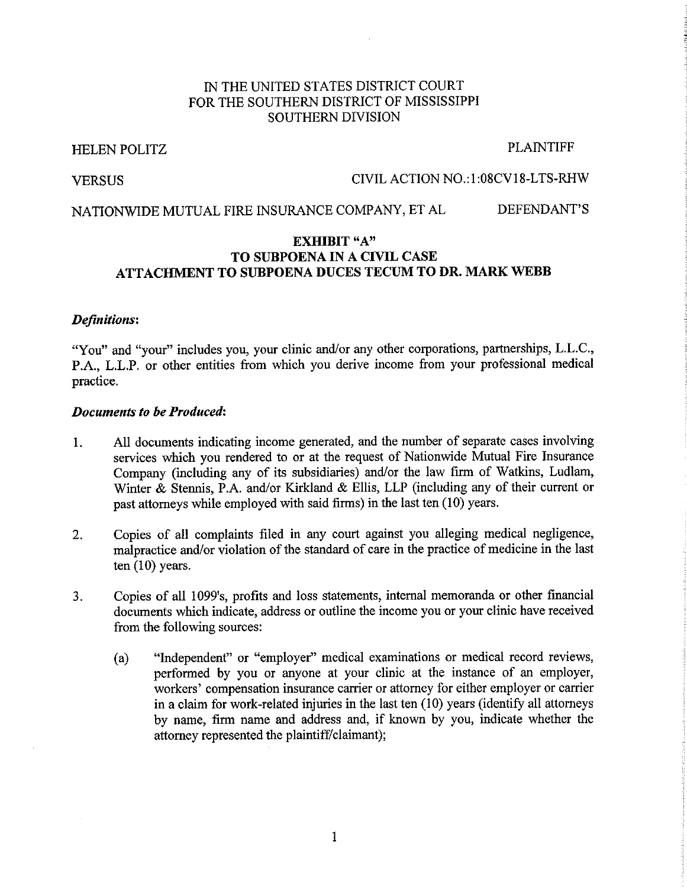IN THE UNITED STATES DISTRICT COURT
FOR THE SOUTHERN DISTRICT OF MISSISSIPPI
SOUTHERN DIVISION

HELEN POLITZ PLAINTIFF

VERSUS CIVIL ACTION NO.:1:08CV18-LTS-RHW

NATIONWIDE MUTUAL FIRE INSURANCE COMPANY, ET AL DEFENDANT'S

**EXHIBIT "A"**
**TO SUBPOENA IN A CIVIL CASE**
**ATTACHMENT TO SUBPOENA DUCES TECUM TO DR. MARK WEBB**

***Definitions*:**

"You" and "your" includes you, your clinic and/or any other corporations, partnerships, L.L.C., P.A., L.L.P. or other entities from which you derive income from your professional medical practice.

***Documents to be Produced*:**

1. All documents indicating income generated, and the number of separate cases involving services which you rendered to or at the request of Nationwide Mutual Fire Insurance Company (including any of its subsidiaries) and/or the law firm of Watkins, Ludlam, Winter & Stennis, P.A. and/or Kirkland & Ellis, LLP (including any of their current or past attorneys while employed with said firms) in the last ten (10) years.

2. Copies of all complaints filed in any court against you alleging medical negligence, malpractice and/or violation of the standard of care in the practice of medicine in the last ten (10) years.

3. Copies of all 1099's, profits and loss statements, internal memoranda or other financial documents which indicate, address or outline the income you or your clinic have received from the following sources:

   (a) "Independent" or "employer" medical examinations or medical record reviews, performed by you or anyone at your clinic at the instance of an employer, workers' compensation insurance carrier or attorney for either employer or carrier in a claim for work-related injuries in the last ten (10) years (identify all attorneys by name, firm name and address and, if known by you, indicate whether the attorney represented the plaintiff/claimant);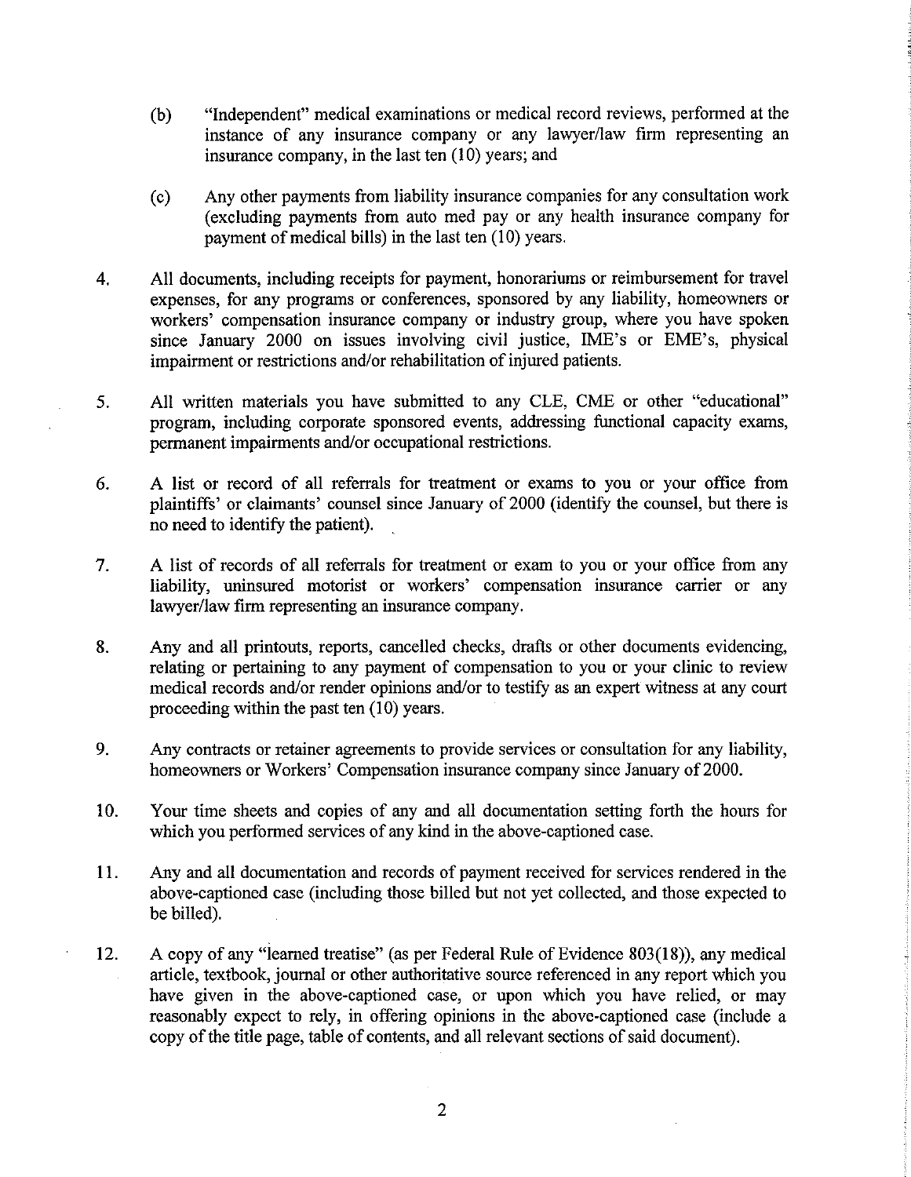(b) "Independent" medical examinations or medical record reviews, performed at the instance of any insurance company or any lawyer/law firm representing an insurance company, in the last ten (10) years; and

(c) Any other payments from liability insurance companies for any consultation work (excluding payments from auto med pay or any health insurance company for payment of medical bills) in the last ten (10) years.

4. All documents, including receipts for payment, honorariums or reimbursement for travel expenses, for any programs or conferences, sponsored by any liability, homeowners or workers' compensation insurance company or industry group, where you have spoken since January 2000 on issues involving civil justice, IME's or EME's, physical impairment or restrictions and/or rehabilitation of injured patients.

5. All written materials you have submitted to any CLE, CME or other "educational" program, including corporate sponsored events, addressing functional capacity exams, permanent impairments and/or occupational restrictions.

6. A list or record of all referrals for treatment or exams to you or your office from plaintiffs' or claimants' counsel since January of 2000 (identify the counsel, but there is no need to identify the patient).

7. A list of records of all referrals for treatment or exam to you or your office from any liability, uninsured motorist or workers' compensation insurance carrier or any lawyer/law firm representing an insurance company.

8. Any and all printouts, reports, cancelled checks, drafts or other documents evidencing, relating or pertaining to any payment of compensation to you or your clinic to review medical records and/or render opinions and/or to testify as an expert witness at any court proceeding within the past ten (10) years.

9. Any contracts or retainer agreements to provide services or consultation for any liability, homeowners or Workers' Compensation insurance company since January of 2000.

10. Your time sheets and copies of any and all documentation setting forth the hours for which you performed services of any kind in the above-captioned case.

11. Any and all documentation and records of payment received for services rendered in the above-captioned case (including those billed but not yet collected, and those expected to be billed).

12. A copy of any "learned treatise" (as per Federal Rule of Evidence 803(18)), any medical article, textbook, journal or other authoritative source referenced in any report which you have given in the above-captioned case, or upon which you have relied, or may reasonably expect to rely, in offering opinions in the above-captioned case (include a copy of the title page, table of contents, and all relevant sections of said document).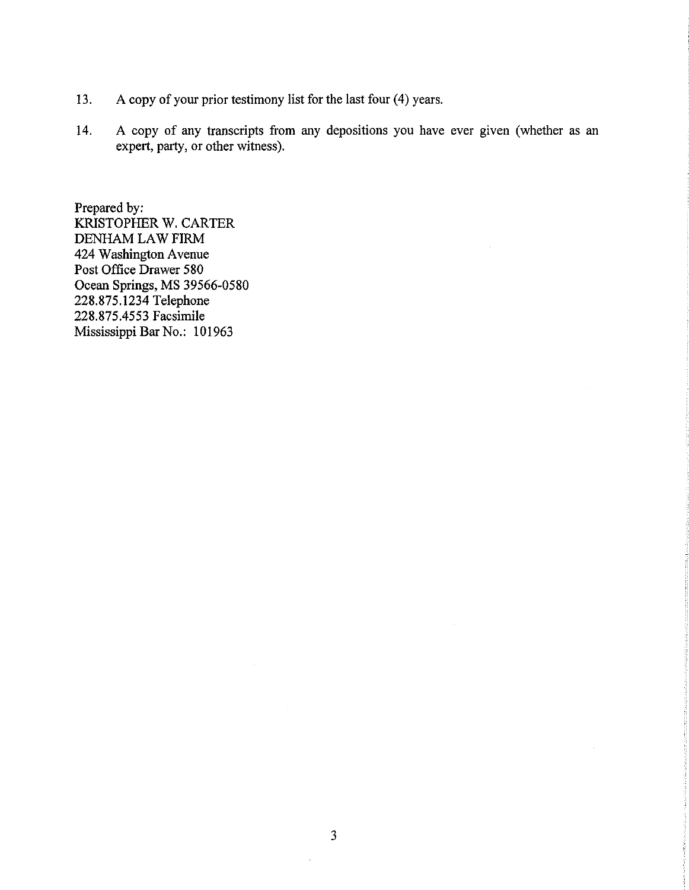13. A copy of your prior testimony list for the last four (4) years.

14. A copy of any transcripts from any depositions you have ever given (whether as an expert, party, or other witness).

Prepared by:
KRISTOPHER W. CARTER
DENHAM LAW FIRM
424 Washington Avenue
Post Office Drawer 580
Ocean Springs, MS 39566-0580
228.875.1234 Telephone
228.875.4553 Facsimile
Mississippi Bar No.: 101963